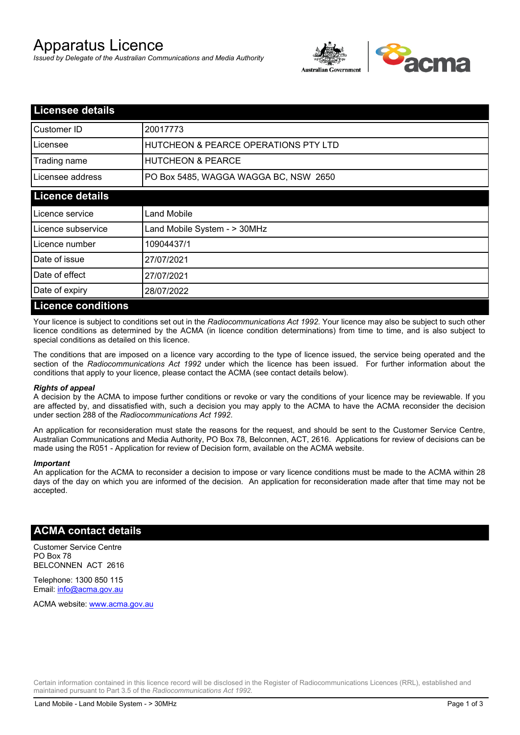# Apparatus Licence

*Issued by Delegate of the Australian Communications and Media Authority*

## Licensee details

| Customer ID | 20017773 |
|---|---|
| Licensee | HUTCHEON & PEARCE OPERATIONS PTY LTD |
| Trading name | HUTCHEON & PEARCE |
| Licensee address | PO Box 5485, WAGGA WAGGA BC, NSW 2650 |

## Licence details

| Licence service | Land Mobile |
|---|---|
| Licence subservice | Land Mobile System - > 30MHz |
| Licence number | 10904437/1 |
| Date of issue | 27/07/2021 |
| Date of effect | 27/07/2021 |
| Date of expiry | 28/07/2022 |

## Licence conditions

Your licence is subject to conditions set out in the *Radiocommunications Act 1992*. Your licence may also be subject to such other licence conditions as determined by the ACMA (in licence condition determinations) from time to time, and is also subject to special conditions as detailed on this licence.

The conditions that are imposed on a licence vary according to the type of licence issued, the service being operated and the section of the *Radiocommunications Act 1992* under which the licence has been issued. For further information about the conditions that apply to your licence, please contact the ACMA (see contact details below).

***Rights of appeal***

A decision by the ACMA to impose further conditions or revoke or vary the conditions of your licence may be reviewable. If you are affected by, and dissatisfied with, such a decision you may apply to the ACMA to have the ACMA reconsider the decision under section 288 of the *Radiocommunications Act 1992*.

An application for reconsideration must state the reasons for the request, and should be sent to the Customer Service Centre, Australian Communications and Media Authority, PO Box 78, Belconnen, ACT, 2616. Applications for review of decisions can be made using the R051 - Application for review of Decision form, available on the ACMA website.

***Important***

An application for the ACMA to reconsider a decision to impose or vary licence conditions must be made to the ACMA within 28 days of the day on which you are informed of the decision. An application for reconsideration made after that time may not be accepted.

## ACMA contact details

Customer Service Centre
PO Box 78
BELCONNEN ACT 2616

Telephone: 1300 850 115
Email: info@acma.gov.au

ACMA website: www.acma.gov.au

Certain information contained in this licence record will be disclosed in the Register of Radiocommunications Licences (RRL), established and maintained pursuant to Part 3.5 of the *Radiocommunications Act 1992.*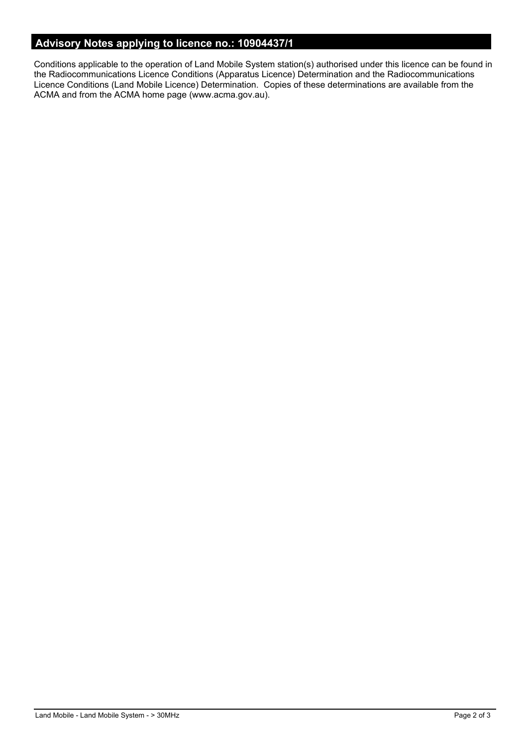## Advisory Notes applying to licence no.: 10904437/1

Conditions applicable to the operation of Land Mobile System station(s) authorised under this licence can be found in the Radiocommunications Licence Conditions (Apparatus Licence) Determination and the Radiocommunications Licence Conditions (Land Mobile Licence) Determination. Copies of these determinations are available from the ACMA and from the ACMA home page (www.acma.gov.au).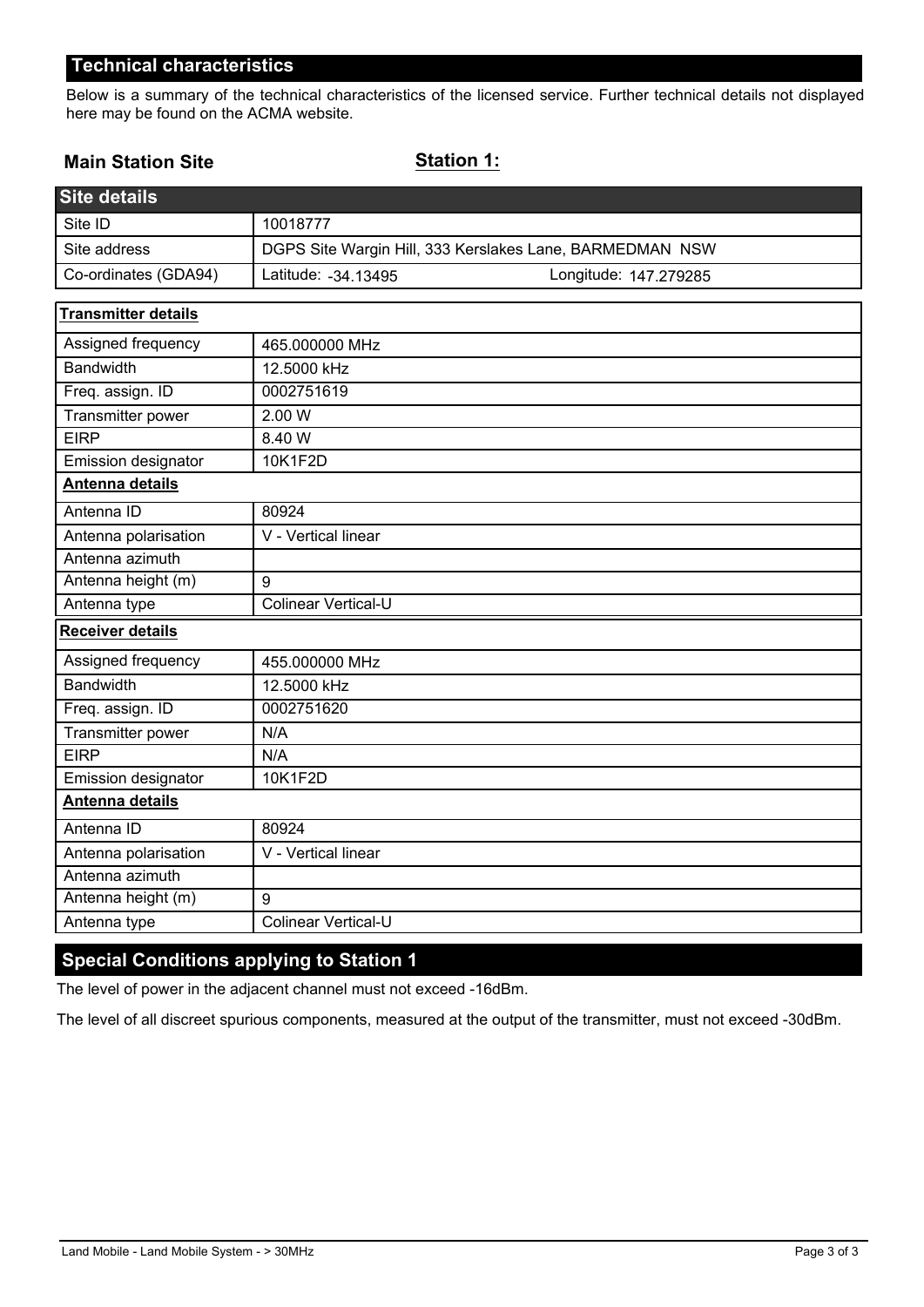## Technical characteristics

Below is a summary of the technical characteristics of the licensed service. Further technical details not displayed here may be found on the ACMA website.

**Main Station Site** **Station 1:**

| Site details | | |
|---|---|---|
| Site ID | 10018777 | |
| Site address | DGPS Site Wargin Hill, 333 Kerslakes Lane, BARMEDMAN NSW | |
| Co-ordinates (GDA94) | Latitude: -34.13495 | Longitude: 147.279285 |

| **Transmitter details** | |
|---|---|
| Assigned frequency | 465.000000 MHz |
| Bandwidth | 12.5000 kHz |
| Freq. assign. ID | 0002751619 |
| Transmitter power | 2.00 W |
| EIRP | 8.40 W |
| Emission designator | 10K1F2D |
| **Antenna details** | |
| Antenna ID | 80924 |
| Antenna polarisation | V - Vertical linear |
| Antenna azimuth | |
| Antenna height (m) | 9 |
| Antenna type | Colinear Vertical-U |

| **Receiver details** | |
|---|---|
| Assigned frequency | 455.000000 MHz |
| Bandwidth | 12.5000 kHz |
| Freq. assign. ID | 0002751620 |
| Transmitter power | N/A |
| EIRP | N/A |
| Emission designator | 10K1F2D |
| **Antenna details** | |
| Antenna ID | 80924 |
| Antenna polarisation | V - Vertical linear |
| Antenna azimuth | |
| Antenna height (m) | 9 |
| Antenna type | Colinear Vertical-U |

## Special Conditions applying to Station 1

The level of power in the adjacent channel must not exceed -16dBm.

The level of all discreet spurious components, measured at the output of the transmitter, must not exceed -30dBm.